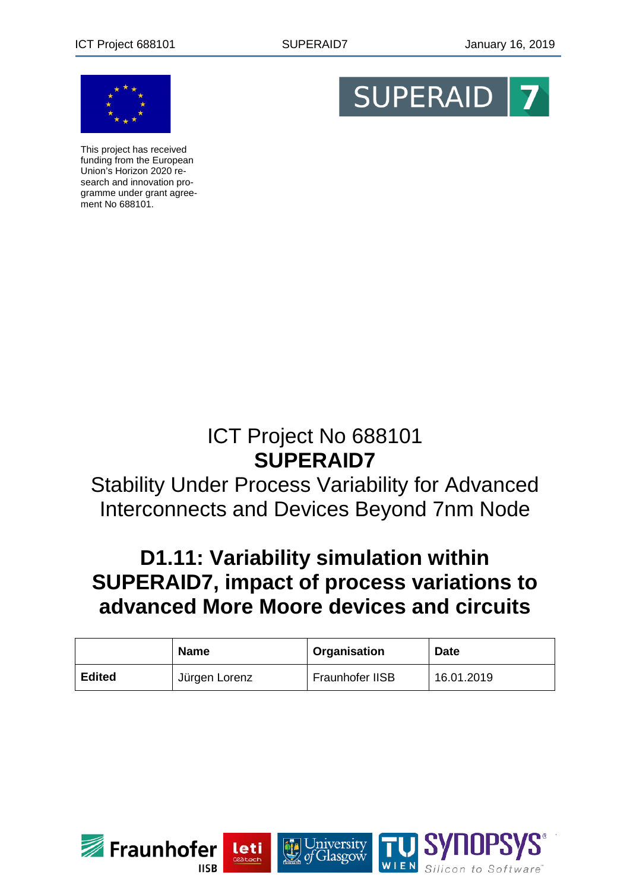This project has received funding from the European Union's Horizon 2020 research and innovation programme under grant agreement No 688101.

# ICT Project No 688101
# SUPERAID7
## Stability Under Process Variability for Advanced Interconnects and Devices Beyond 7nm Node

# D1.11: Variability simulation within SUPERAID7, impact of process variations to advanced More Moore devices and circuits

| | Name | Organisation | Date |
|---|---|---|---|
| **Edited** | Jürgen Lorenz | Fraunhofer IISB | 16.01.2019 |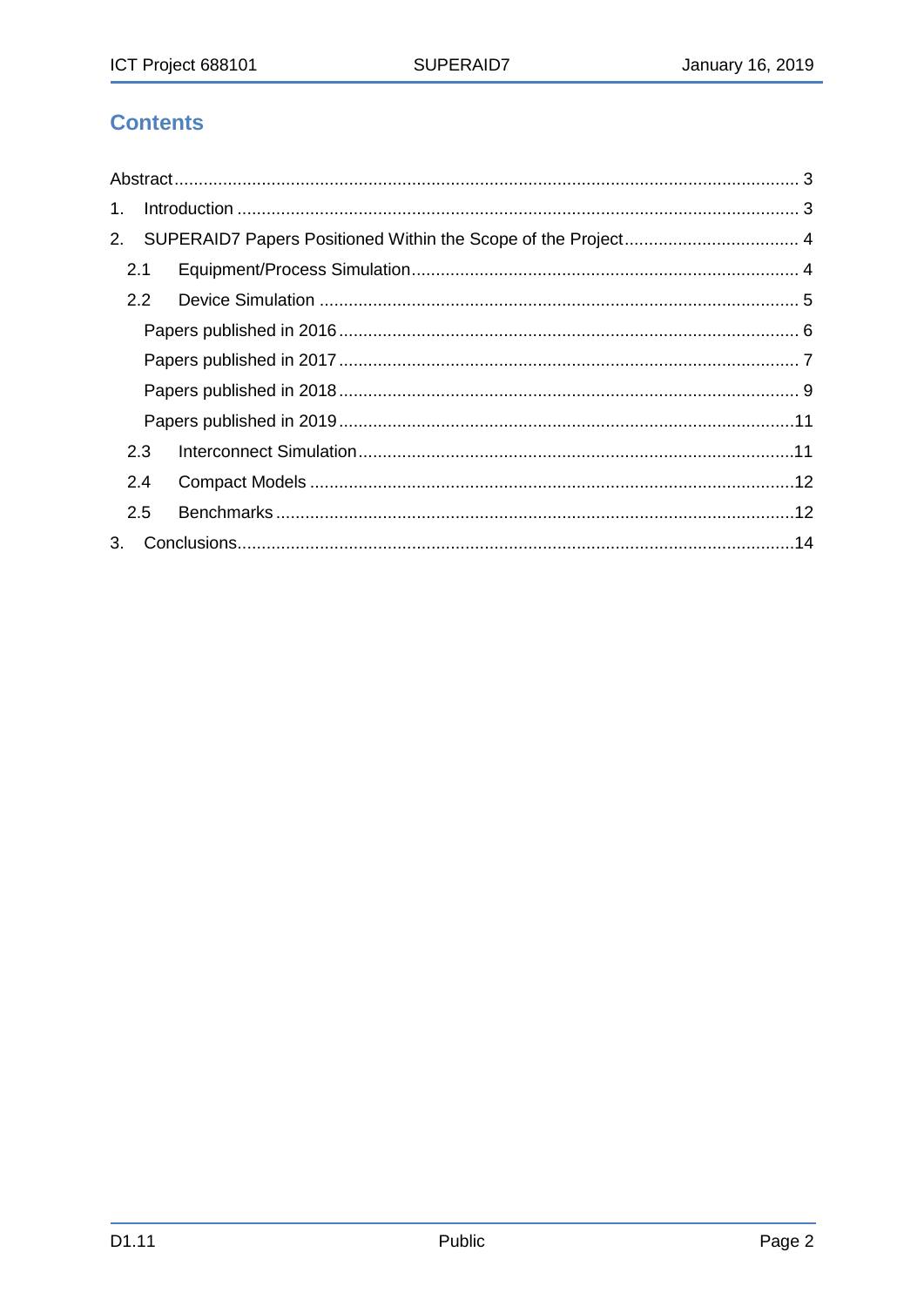## Contents

Abstract ........................................................................................................................ 3

1. Introduction ............................................................................................................. 3

2. SUPERAID7 Papers Positioned Within the Scope of the Project ................................. 4

   2.1 Equipment/Process Simulation ............................................................................ 4

   2.2 Device Simulation ............................................................................................... 5

      Papers published in 2016 ....................................................................................... 6

      Papers published in 2017 ....................................................................................... 7

      Papers published in 2018 ....................................................................................... 9

      Papers published in 2019 ..................................................................................... 11

   2.3 Interconnect Simulation ..................................................................................... 11

   2.4 Compact Models ................................................................................................ 12

   2.5 Benchmarks ....................................................................................................... 12

3. Conclusions .............................................................................................................. 14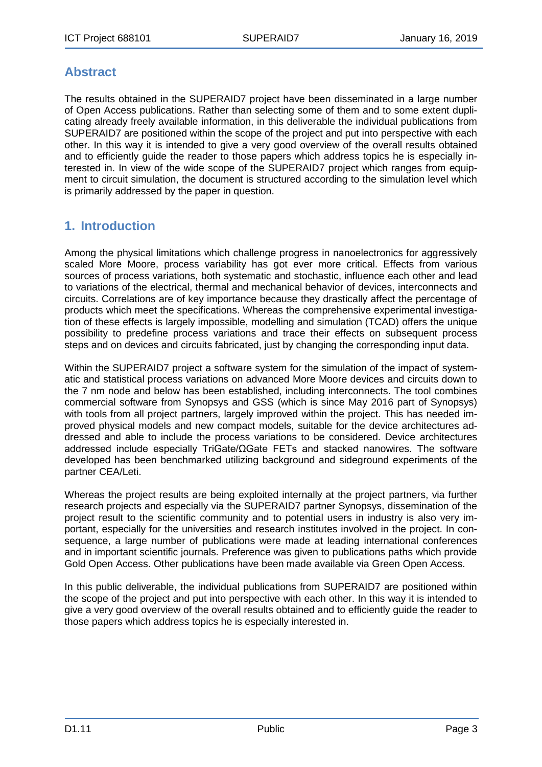## Abstract

The results obtained in the SUPERAID7 project have been disseminated in a large number of Open Access publications. Rather than selecting some of them and to some extent duplicating already freely available information, in this deliverable the individual publications from SUPERAID7 are positioned within the scope of the project and put into perspective with each other. In this way it is intended to give a very good overview of the overall results obtained and to efficiently guide the reader to those papers which address topics he is especially interested in. In view of the wide scope of the SUPERAID7 project which ranges from equipment to circuit simulation, the document is structured according to the simulation level which is primarily addressed by the paper in question.

## 1. Introduction

Among the physical limitations which challenge progress in nanoelectronics for aggressively scaled More Moore, process variability has got ever more critical. Effects from various sources of process variations, both systematic and stochastic, influence each other and lead to variations of the electrical, thermal and mechanical behavior of devices, interconnects and circuits. Correlations are of key importance because they drastically affect the percentage of products which meet the specifications. Whereas the comprehensive experimental investigation of these effects is largely impossible, modelling and simulation (TCAD) offers the unique possibility to predefine process variations and trace their effects on subsequent process steps and on devices and circuits fabricated, just by changing the corresponding input data.

Within the SUPERAID7 project a software system for the simulation of the impact of systematic and statistical process variations on advanced More Moore devices and circuits down to the 7 nm node and below has been established, including interconnects. The tool combines commercial software from Synopsys and GSS (which is since May 2016 part of Synopsys) with tools from all project partners, largely improved within the project. This has needed improved physical models and new compact models, suitable for the device architectures addressed and able to include the process variations to be considered. Device architectures addressed include especially TriGate/ΩGate FETs and stacked nanowires. The software developed has been benchmarked utilizing background and sideground experiments of the partner CEA/Leti.

Whereas the project results are being exploited internally at the project partners, via further research projects and especially via the SUPERAID7 partner Synopsys, dissemination of the project result to the scientific community and to potential users in industry is also very important, especially for the universities and research institutes involved in the project. In consequence, a large number of publications were made at leading international conferences and in important scientific journals. Preference was given to publications paths which provide Gold Open Access. Other publications have been made available via Green Open Access.

In this public deliverable, the individual publications from SUPERAID7 are positioned within the scope of the project and put into perspective with each other. In this way it is intended to give a very good overview of the overall results obtained and to efficiently guide the reader to those papers which address topics he is especially interested in.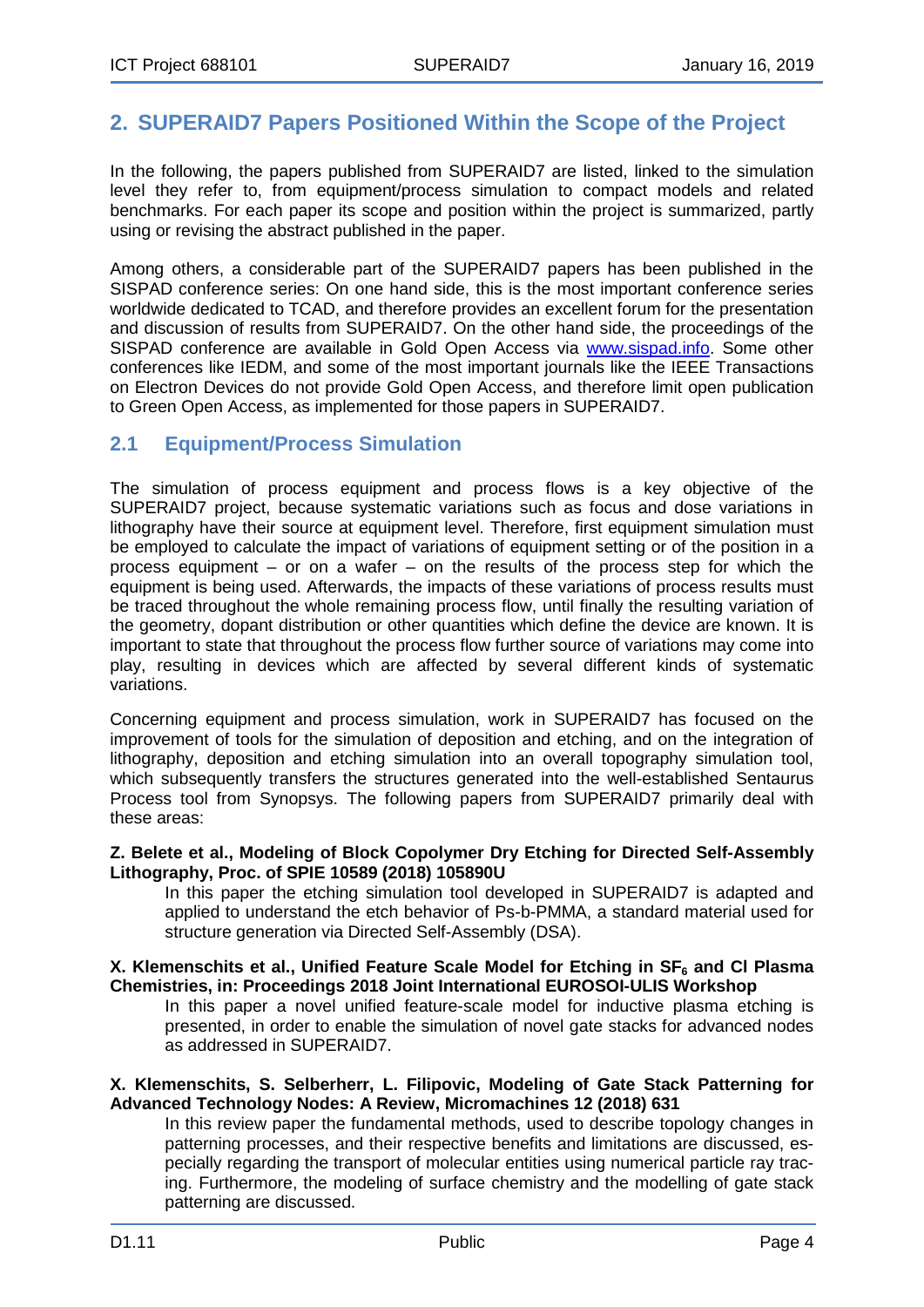## 2. SUPERAID7 Papers Positioned Within the Scope of the Project

In the following, the papers published from SUPERAID7 are listed, linked to the simulation level they refer to, from equipment/process simulation to compact models and related benchmarks. For each paper its scope and position within the project is summarized, partly using or revising the abstract published in the paper.

Among others, a considerable part of the SUPERAID7 papers has been published in the SISPAD conference series: On one hand side, this is the most important conference series worldwide dedicated to TCAD, and therefore provides an excellent forum for the presentation and discussion of results from SUPERAID7. On the other hand side, the proceedings of the SISPAD conference are available in Gold Open Access via www.sispad.info. Some other conferences like IEDM, and some of the most important journals like the IEEE Transactions on Electron Devices do not provide Gold Open Access, and therefore limit open publication to Green Open Access, as implemented for those papers in SUPERAID7.

### 2.1 Equipment/Process Simulation

The simulation of process equipment and process flows is a key objective of the SUPERAID7 project, because systematic variations such as focus and dose variations in lithography have their source at equipment level. Therefore, first equipment simulation must be employed to calculate the impact of variations of equipment setting or of the position in a process equipment – or on a wafer – on the results of the process step for which the equipment is being used. Afterwards, the impacts of these variations of process results must be traced throughout the whole remaining process flow, until finally the resulting variation of the geometry, dopant distribution or other quantities which define the device are known. It is important to state that throughout the process flow further source of variations may come into play, resulting in devices which are affected by several different kinds of systematic variations.

Concerning equipment and process simulation, work in SUPERAID7 has focused on the improvement of tools for the simulation of deposition and etching, and on the integration of lithography, deposition and etching simulation into an overall topography simulation tool, which subsequently transfers the structures generated into the well-established Sentaurus Process tool from Synopsys. The following papers from SUPERAID7 primarily deal with these areas:

**Z. Belete et al., Modeling of Block Copolymer Dry Etching for Directed Self-Assembly Lithography, Proc. of SPIE 10589 (2018) 105890U**

In this paper the etching simulation tool developed in SUPERAID7 is adapted and applied to understand the etch behavior of Ps-b-PMMA, a standard material used for structure generation via Directed Self-Assembly (DSA).

**X. Klemenschits et al., Unified Feature Scale Model for Etching in $SF_6$ and Cl Plasma Chemistries, in: Proceedings 2018 Joint International EUROSOI-ULIS Workshop**

In this paper a novel unified feature-scale model for inductive plasma etching is presented, in order to enable the simulation of novel gate stacks for advanced nodes as addressed in SUPERAID7.

**X. Klemenschits, S. Selberherr, L. Filipovic, Modeling of Gate Stack Patterning for Advanced Technology Nodes: A Review, Micromachines 12 (2018) 631**

In this review paper the fundamental methods, used to describe topology changes in patterning processes, and their respective benefits and limitations are discussed, especially regarding the transport of molecular entities using numerical particle ray tracing. Furthermore, the modeling of surface chemistry and the modelling of gate stack patterning are discussed.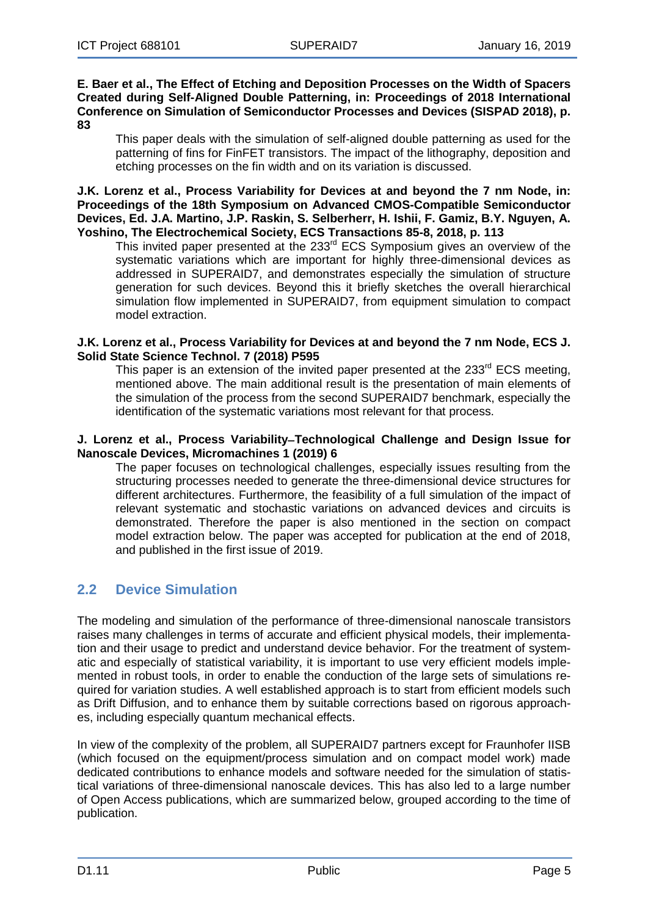**E. Baer et al., The Effect of Etching and Deposition Processes on the Width of Spacers Created during Self-Aligned Double Patterning, in: Proceedings of 2018 International Conference on Simulation of Semiconductor Processes and Devices (SISPAD 2018), p. 83**

This paper deals with the simulation of self-aligned double patterning as used for the patterning of fins for FinFET transistors. The impact of the lithography, deposition and etching processes on the fin width and on its variation is discussed.

**J.K. Lorenz et al., Process Variability for Devices at and beyond the 7 nm Node, in: Proceedings of the 18th Symposium on Advanced CMOS-Compatible Semiconductor Devices, Ed. J.A. Martino, J.P. Raskin, S. Selberherr, H. Ishii, F. Gamiz, B.Y. Nguyen, A. Yoshino, The Electrochemical Society, ECS Transactions 85-8, 2018, p. 113**

This invited paper presented at the 233rd ECS Symposium gives an overview of the systematic variations which are important for highly three-dimensional devices as addressed in SUPERAID7, and demonstrates especially the simulation of structure generation for such devices. Beyond this it briefly sketches the overall hierarchical simulation flow implemented in SUPERAID7, from equipment simulation to compact model extraction.

**J.K. Lorenz et al., Process Variability for Devices at and beyond the 7 nm Node, ECS J. Solid State Science Technol. 7 (2018) P595**

This paper is an extension of the invited paper presented at the 233rd ECS meeting, mentioned above. The main additional result is the presentation of main elements of the simulation of the process from the second SUPERAID7 benchmark, especially the identification of the systematic variations most relevant for that process.

**J. Lorenz et al., Process Variability–Technological Challenge and Design Issue for Nanoscale Devices, Micromachines 1 (2019) 6**

The paper focuses on technological challenges, especially issues resulting from the structuring processes needed to generate the three-dimensional device structures for different architectures. Furthermore, the feasibility of a full simulation of the impact of relevant systematic and stochastic variations on advanced devices and circuits is demonstrated. Therefore the paper is also mentioned in the section on compact model extraction below. The paper was accepted for publication at the end of 2018, and published in the first issue of 2019.

## 2.2 Device Simulation

The modeling and simulation of the performance of three-dimensional nanoscale transistors raises many challenges in terms of accurate and efficient physical models, their implementation and their usage to predict and understand device behavior. For the treatment of systematic and especially of statistical variability, it is important to use very efficient models implemented in robust tools, in order to enable the conduction of the large sets of simulations required for variation studies. A well established approach is to start from efficient models such as Drift Diffusion, and to enhance them by suitable corrections based on rigorous approaches, including especially quantum mechanical effects.

In view of the complexity of the problem, all SUPERAID7 partners except for Fraunhofer IISB (which focused on the equipment/process simulation and on compact model work) made dedicated contributions to enhance models and software needed for the simulation of statistical variations of three-dimensional nanoscale devices. This has also led to a large number of Open Access publications, which are summarized below, grouped according to the time of publication.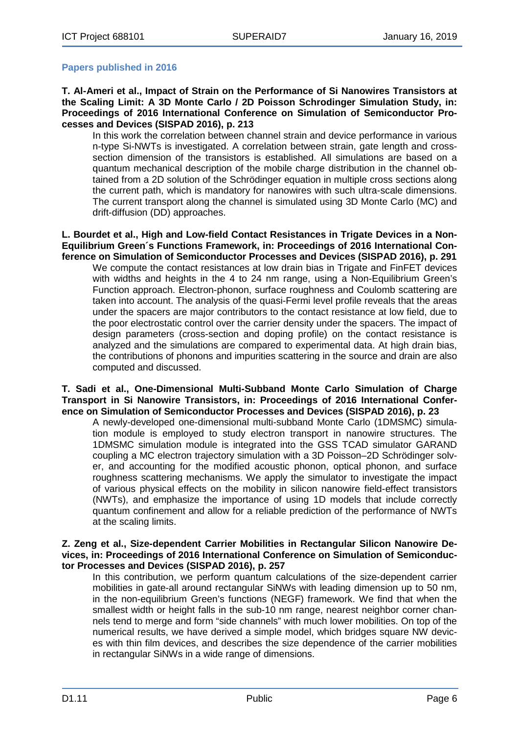### Papers published in 2016

**T. Al-Ameri et al., Impact of Strain on the Performance of Si Nanowires Transistors at the Scaling Limit: A 3D Monte Carlo / 2D Poisson Schrodinger Simulation Study, in: Proceedings of 2016 International Conference on Simulation of Semiconductor Processes and Devices (SISPAD 2016), p. 213**

In this work the correlation between channel strain and device performance in various n-type Si-NWTs is investigated. A correlation between strain, gate length and cross-section dimension of the transistors is established. All simulations are based on a quantum mechanical description of the mobile charge distribution in the channel obtained from a 2D solution of the Schrödinger equation in multiple cross sections along the current path, which is mandatory for nanowires with such ultra-scale dimensions. The current transport along the channel is simulated using 3D Monte Carlo (MC) and drift-diffusion (DD) approaches.

**L. Bourdet et al., High and Low-field Contact Resistances in Trigate Devices in a Non-Equilibrium Green´s Functions Framework, in: Proceedings of 2016 International Conference on Simulation of Semiconductor Processes and Devices (SISPAD 2016), p. 291**

We compute the contact resistances at low drain bias in Trigate and FinFET devices with widths and heights in the 4 to 24 nm range, using a Non-Equilibrium Green's Function approach. Electron-phonon, surface roughness and Coulomb scattering are taken into account. The analysis of the quasi-Fermi level profile reveals that the areas under the spacers are major contributors to the contact resistance at low field, due to the poor electrostatic control over the carrier density under the spacers. The impact of design parameters (cross-section and doping profile) on the contact resistance is analyzed and the simulations are compared to experimental data. At high drain bias, the contributions of phonons and impurities scattering in the source and drain are also computed and discussed.

**T. Sadi et al., One-Dimensional Multi-Subband Monte Carlo Simulation of Charge Transport in Si Nanowire Transistors, in: Proceedings of 2016 International Conference on Simulation of Semiconductor Processes and Devices (SISPAD 2016), p. 23**

A newly-developed one-dimensional multi-subband Monte Carlo (1DMSMC) simulation module is employed to study electron transport in nanowire structures. The 1DMSMC simulation module is integrated into the GSS TCAD simulator GARAND coupling a MC electron trajectory simulation with a 3D Poisson–2D Schrödinger solver, and accounting for the modified acoustic phonon, optical phonon, and surface roughness scattering mechanisms. We apply the simulator to investigate the impact of various physical effects on the mobility in silicon nanowire field-effect transistors (NWTs), and emphasize the importance of using 1D models that include correctly quantum confinement and allow for a reliable prediction of the performance of NWTs at the scaling limits.

**Z. Zeng et al., Size-dependent Carrier Mobilities in Rectangular Silicon Nanowire Devices, in: Proceedings of 2016 International Conference on Simulation of Semiconductor Processes and Devices (SISPAD 2016), p. 257**

In this contribution, we perform quantum calculations of the size-dependent carrier mobilities in gate-all around rectangular SiNWs with leading dimension up to 50 nm, in the non-equilibrium Green's functions (NEGF) framework. We find that when the smallest width or height falls in the sub-10 nm range, nearest neighbor corner channels tend to merge and form "side channels" with much lower mobilities. On top of the numerical results, we have derived a simple model, which bridges square NW devices with thin film devices, and describes the size dependence of the carrier mobilities in rectangular SiNWs in a wide range of dimensions.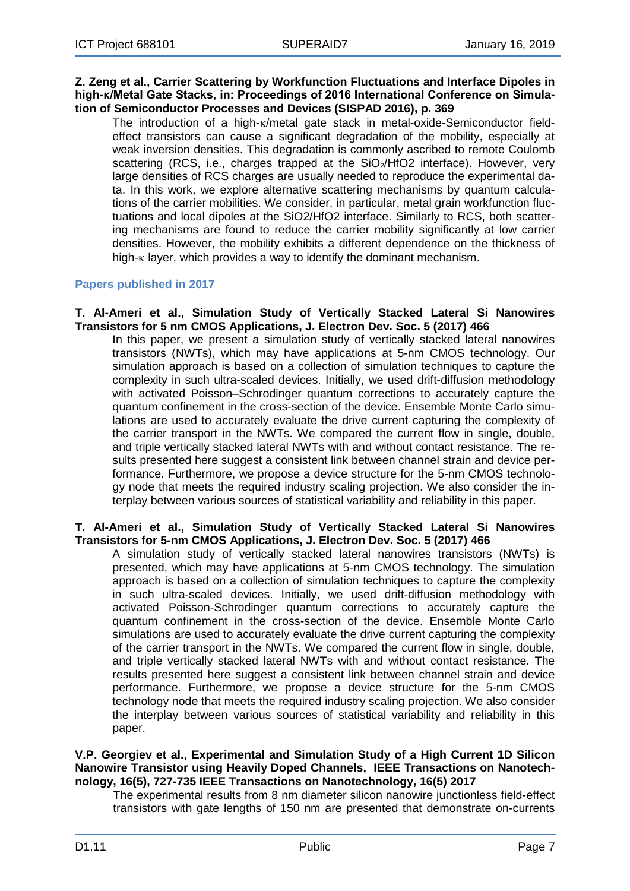**Z. Zeng et al., Carrier Scattering by Workfunction Fluctuations and Interface Dipoles in high-κ/Metal Gate Stacks, in: Proceedings of 2016 International Conference on Simulation of Semiconductor Processes and Devices (SISPAD 2016), p. 369**

The introduction of a high-κ/metal gate stack in metal-oxide-Semiconductor field-effect transistors can cause a significant degradation of the mobility, especially at weak inversion densities. This degradation is commonly ascribed to remote Coulomb scattering (RCS, i.e., charges trapped at the $SiO_2$/HfO2 interface). However, very large densities of RCS charges are usually needed to reproduce the experimental data. In this work, we explore alternative scattering mechanisms by quantum calculations of the carrier mobilities. We consider, in particular, metal grain workfunction fluctuations and local dipoles at the SiO2/HfO2 interface. Similarly to RCS, both scattering mechanisms are found to reduce the carrier mobility significantly at low carrier densities. However, the mobility exhibits a different dependence on the thickness of high-κ layer, which provides a way to identify the dominant mechanism.

## Papers published in 2017

**T. Al-Ameri et al., Simulation Study of Vertically Stacked Lateral Si Nanowires Transistors for 5 nm CMOS Applications, J. Electron Dev. Soc. 5 (2017) 466**

In this paper, we present a simulation study of vertically stacked lateral nanowires transistors (NWTs), which may have applications at 5-nm CMOS technology. Our simulation approach is based on a collection of simulation techniques to capture the complexity in such ultra-scaled devices. Initially, we used drift-diffusion methodology with activated Poisson–Schrodinger quantum corrections to accurately capture the quantum confinement in the cross-section of the device. Ensemble Monte Carlo simulations are used to accurately evaluate the drive current capturing the complexity of the carrier transport in the NWTs. We compared the current flow in single, double, and triple vertically stacked lateral NWTs with and without contact resistance. The results presented here suggest a consistent link between channel strain and device performance. Furthermore, we propose a device structure for the 5-nm CMOS technology node that meets the required industry scaling projection. We also consider the interplay between various sources of statistical variability and reliability in this paper.

**T. Al-Ameri et al., Simulation Study of Vertically Stacked Lateral Si Nanowires Transistors for 5-nm CMOS Applications, J. Electron Dev. Soc. 5 (2017) 466**

A simulation study of vertically stacked lateral nanowires transistors (NWTs) is presented, which may have applications at 5-nm CMOS technology. The simulation approach is based on a collection of simulation techniques to capture the complexity in such ultra-scaled devices. Initially, we used drift-diffusion methodology with activated Poisson-Schrodinger quantum corrections to accurately capture the quantum confinement in the cross-section of the device. Ensemble Monte Carlo simulations are used to accurately evaluate the drive current capturing the complexity of the carrier transport in the NWTs. We compared the current flow in single, double, and triple vertically stacked lateral NWTs with and without contact resistance. The results presented here suggest a consistent link between channel strain and device performance. Furthermore, we propose a device structure for the 5-nm CMOS technology node that meets the required industry scaling projection. We also consider the interplay between various sources of statistical variability and reliability in this paper.

**V.P. Georgiev et al., Experimental and Simulation Study of a High Current 1D Silicon Nanowire Transistor using Heavily Doped Channels, IEEE Transactions on Nanotechnology, 16(5), 727-735 IEEE Transactions on Nanotechnology, 16(5) 2017**

The experimental results from 8 nm diameter silicon nanowire junctionless field-effect transistors with gate lengths of 150 nm are presented that demonstrate on-currents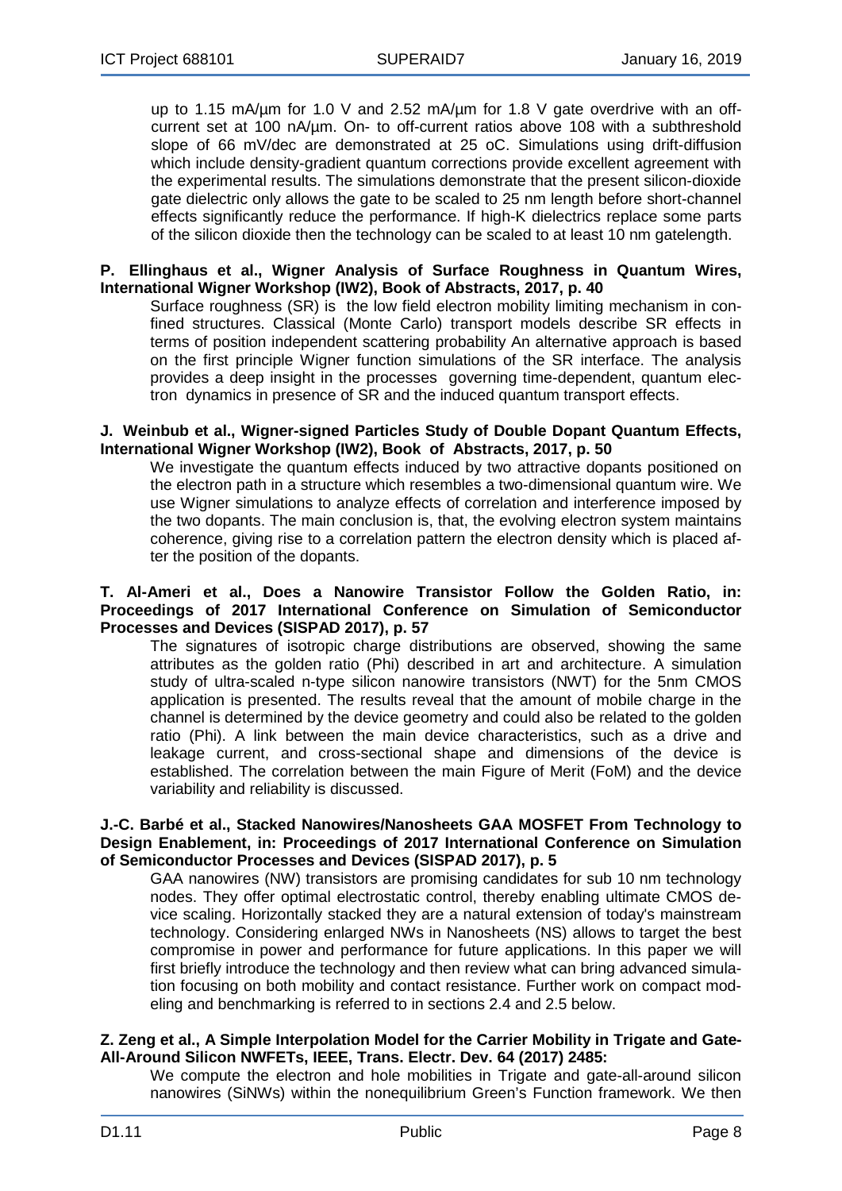up to 1.15 mA/µm for 1.0 V and 2.52 mA/µm for 1.8 V gate overdrive with an off-current set at 100 nA/µm. On- to off-current ratios above 108 with a subthreshold slope of 66 mV/dec are demonstrated at 25 oC. Simulations using drift-diffusion which include density-gradient quantum corrections provide excellent agreement with the experimental results. The simulations demonstrate that the present silicon-dioxide gate dielectric only allows the gate to be scaled to 25 nm length before short-channel effects significantly reduce the performance. If high-K dielectrics replace some parts of the silicon dioxide then the technology can be scaled to at least 10 nm gatelength.

**P. Ellinghaus et al., Wigner Analysis of Surface Roughness in Quantum Wires, International Wigner Workshop (IW2), Book of Abstracts, 2017, p. 40**

Surface roughness (SR) is the low field electron mobility limiting mechanism in confined structures. Classical (Monte Carlo) transport models describe SR effects in terms of position independent scattering probability An alternative approach is based on the first principle Wigner function simulations of the SR interface. The analysis provides a deep insight in the processes governing time-dependent, quantum electron dynamics in presence of SR and the induced quantum transport effects.

**J. Weinbub et al., Wigner-signed Particles Study of Double Dopant Quantum Effects, International Wigner Workshop (IW2), Book of Abstracts, 2017, p. 50**

We investigate the quantum effects induced by two attractive dopants positioned on the electron path in a structure which resembles a two-dimensional quantum wire. We use Wigner simulations to analyze effects of correlation and interference imposed by the two dopants. The main conclusion is, that, the evolving electron system maintains coherence, giving rise to a correlation pattern the electron density which is placed after the position of the dopants.

**T. Al-Ameri et al., Does a Nanowire Transistor Follow the Golden Ratio, in: Proceedings of 2017 International Conference on Simulation of Semiconductor Processes and Devices (SISPAD 2017), p. 57**

The signatures of isotropic charge distributions are observed, showing the same attributes as the golden ratio (Phi) described in art and architecture. A simulation study of ultra-scaled n-type silicon nanowire transistors (NWT) for the 5nm CMOS application is presented. The results reveal that the amount of mobile charge in the channel is determined by the device geometry and could also be related to the golden ratio (Phi). A link between the main device characteristics, such as a drive and leakage current, and cross-sectional shape and dimensions of the device is established. The correlation between the main Figure of Merit (FoM) and the device variability and reliability is discussed.

**J.-C. Barbé et al., Stacked Nanowires/Nanosheets GAA MOSFET From Technology to Design Enablement, in: Proceedings of 2017 International Conference on Simulation of Semiconductor Processes and Devices (SISPAD 2017), p. 5**

GAA nanowires (NW) transistors are promising candidates for sub 10 nm technology nodes. They offer optimal electrostatic control, thereby enabling ultimate CMOS device scaling. Horizontally stacked they are a natural extension of today's mainstream technology. Considering enlarged NWs in Nanosheets (NS) allows to target the best compromise in power and performance for future applications. In this paper we will first briefly introduce the technology and then review what can bring advanced simulation focusing on both mobility and contact resistance. Further work on compact modeling and benchmarking is referred to in sections 2.4 and 2.5 below.

**Z. Zeng et al., A Simple Interpolation Model for the Carrier Mobility in Trigate and Gate-All-Around Silicon NWFETs, IEEE, Trans. Electr. Dev. 64 (2017) 2485:**

We compute the electron and hole mobilities in Trigate and gate-all-around silicon nanowires (SiNWs) within the nonequilibrium Green's Function framework. We then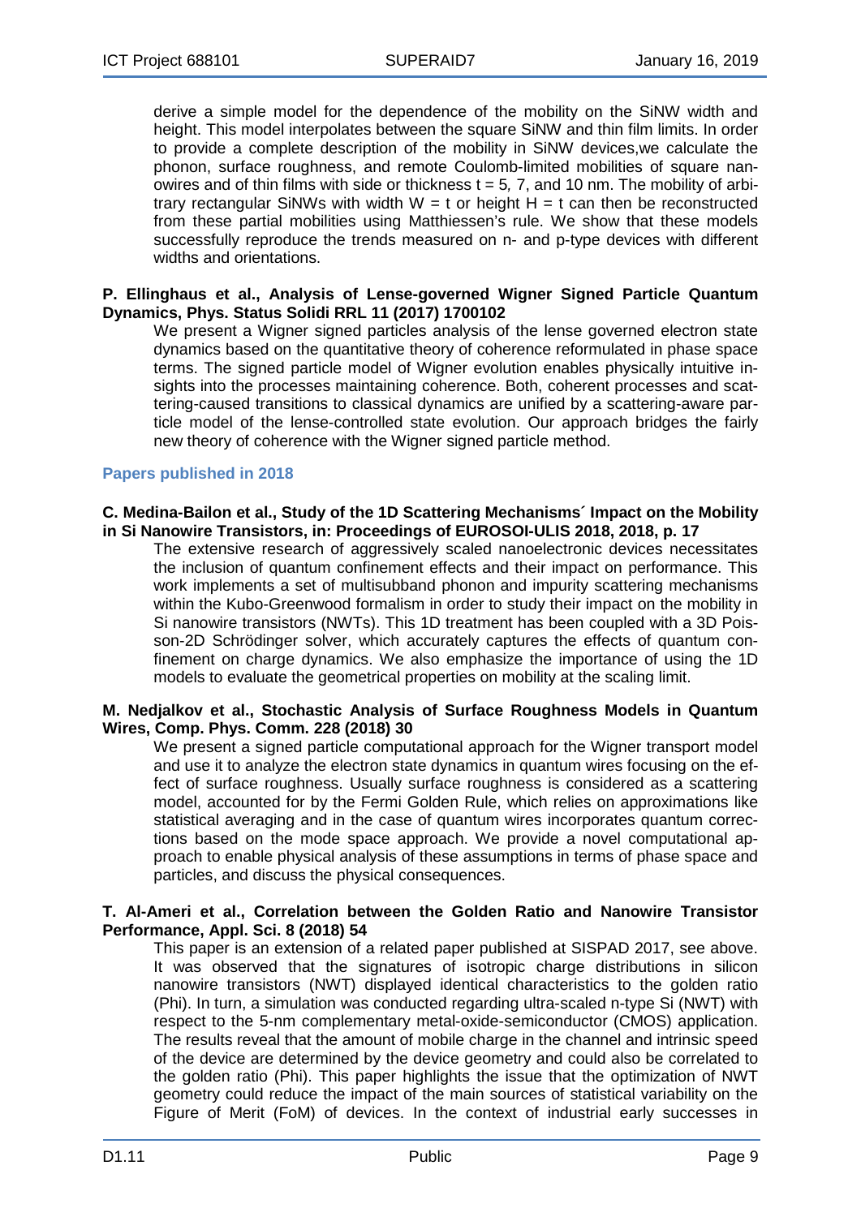derive a simple model for the dependence of the mobility on the SiNW width and height. This model interpolates between the square SiNW and thin film limits. In order to provide a complete description of the mobility in SiNW devices,we calculate the phonon, surface roughness, and remote Coulomb-limited mobilities of square nanowires and of thin films with side or thickness $t = 5$, 7, and 10 nm. The mobility of arbitrary rectangular SiNWs with width $W = t$ or height $H = t$ can then be reconstructed from these partial mobilities using Matthiessen's rule. We show that these models successfully reproduce the trends measured on n- and p-type devices with different widths and orientations.

**P. Ellinghaus et al., Analysis of Lense-governed Wigner Signed Particle Quantum Dynamics, Phys. Status Solidi RRL 11 (2017) 1700102**

We present a Wigner signed particles analysis of the lense governed electron state dynamics based on the quantitative theory of coherence reformulated in phase space terms. The signed particle model of Wigner evolution enables physically intuitive insights into the processes maintaining coherence. Both, coherent processes and scattering-caused transitions to classical dynamics are unified by a scattering-aware particle model of the lense-controlled state evolution. Our approach bridges the fairly new theory of coherence with the Wigner signed particle method.

### Papers published in 2018

**C. Medina-Bailon et al., Study of the 1D Scattering Mechanisms´ Impact on the Mobility in Si Nanowire Transistors, in: Proceedings of EUROSOI-ULIS 2018, 2018, p. 17**

The extensive research of aggressively scaled nanoelectronic devices necessitates the inclusion of quantum confinement effects and their impact on performance. This work implements a set of multisubband phonon and impurity scattering mechanisms within the Kubo-Greenwood formalism in order to study their impact on the mobility in Si nanowire transistors (NWTs). This 1D treatment has been coupled with a 3D Poisson-2D Schrödinger solver, which accurately captures the effects of quantum confinement on charge dynamics. We also emphasize the importance of using the 1D models to evaluate the geometrical properties on mobility at the scaling limit.

**M. Nedjalkov et al., Stochastic Analysis of Surface Roughness Models in Quantum Wires, Comp. Phys. Comm. 228 (2018) 30**

We present a signed particle computational approach for the Wigner transport model and use it to analyze the electron state dynamics in quantum wires focusing on the effect of surface roughness. Usually surface roughness is considered as a scattering model, accounted for by the Fermi Golden Rule, which relies on approximations like statistical averaging and in the case of quantum wires incorporates quantum corrections based on the mode space approach. We provide a novel computational approach to enable physical analysis of these assumptions in terms of phase space and particles, and discuss the physical consequences.

**T. Al-Ameri et al., Correlation between the Golden Ratio and Nanowire Transistor Performance, Appl. Sci. 8 (2018) 54**

This paper is an extension of a related paper published at SISPAD 2017, see above. It was observed that the signatures of isotropic charge distributions in silicon nanowire transistors (NWT) displayed identical characteristics to the golden ratio (Phi). In turn, a simulation was conducted regarding ultra-scaled n-type Si (NWT) with respect to the 5-nm complementary metal-oxide-semiconductor (CMOS) application. The results reveal that the amount of mobile charge in the channel and intrinsic speed of the device are determined by the device geometry and could also be correlated to the golden ratio (Phi). This paper highlights the issue that the optimization of NWT geometry could reduce the impact of the main sources of statistical variability on the Figure of Merit (FoM) of devices. In the context of industrial early successes in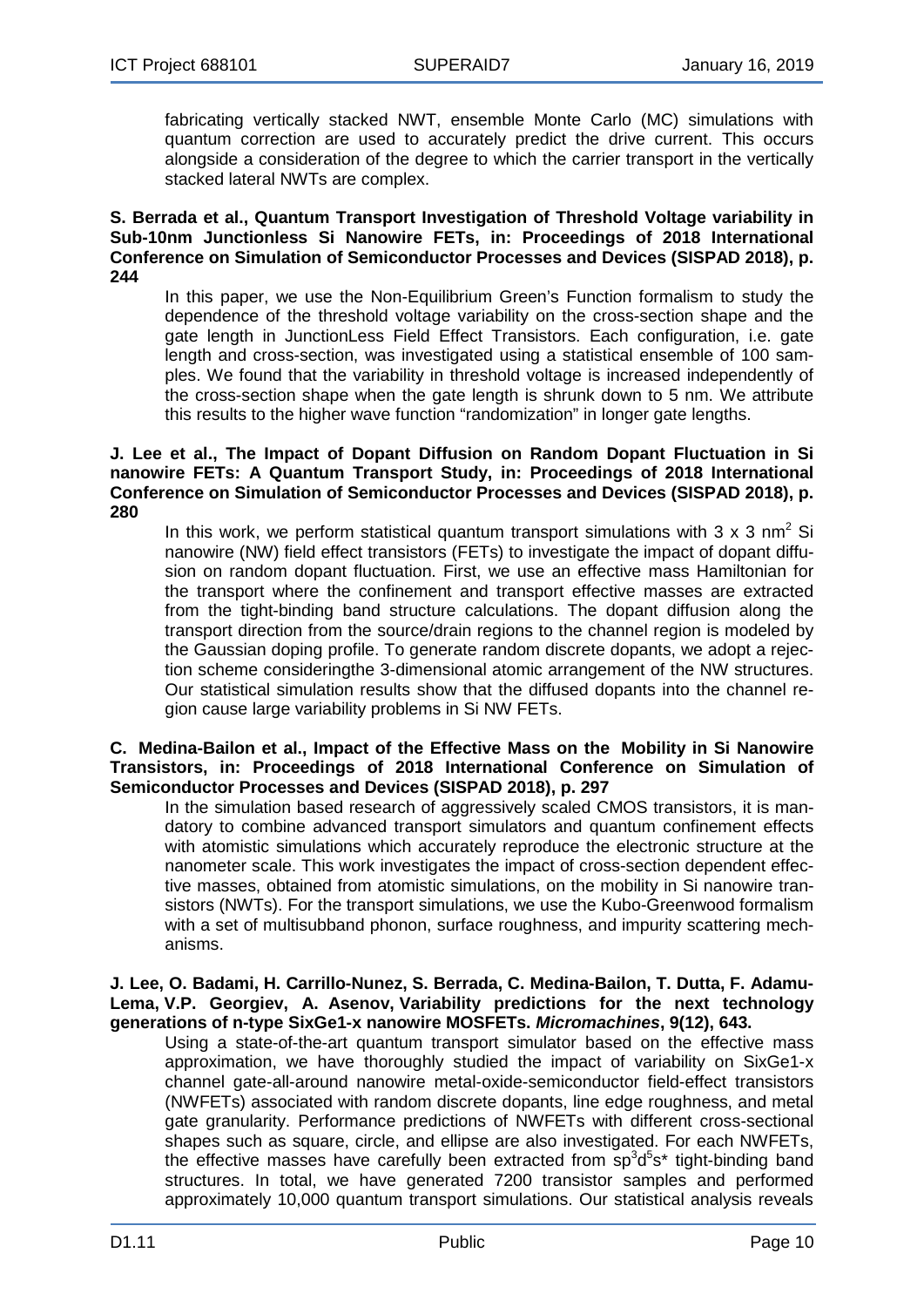fabricating vertically stacked NWT, ensemble Monte Carlo (MC) simulations with quantum correction are used to accurately predict the drive current. This occurs alongside a consideration of the degree to which the carrier transport in the vertically stacked lateral NWTs are complex.

**S. Berrada et al., Quantum Transport Investigation of Threshold Voltage variability in Sub-10nm Junctionless Si Nanowire FETs, in: Proceedings of 2018 International Conference on Simulation of Semiconductor Processes and Devices (SISPAD 2018), p. 244**

In this paper, we use the Non-Equilibrium Green's Function formalism to study the dependence of the threshold voltage variability on the cross-section shape and the gate length in JunctionLess Field Effect Transistors. Each configuration, i.e. gate length and cross-section, was investigated using a statistical ensemble of 100 samples. We found that the variability in threshold voltage is increased independently of the cross-section shape when the gate length is shrunk down to 5 nm. We attribute this results to the higher wave function "randomization" in longer gate lengths.

**J. Lee et al., The Impact of Dopant Diffusion on Random Dopant Fluctuation in Si nanowire FETs: A Quantum Transport Study, in: Proceedings of 2018 International Conference on Simulation of Semiconductor Processes and Devices (SISPAD 2018), p. 280**

In this work, we perform statistical quantum transport simulations with 3 x 3 $nm^2$ Si nanowire (NW) field effect transistors (FETs) to investigate the impact of dopant diffusion on random dopant fluctuation. First, we use an effective mass Hamiltonian for the transport where the confinement and transport effective masses are extracted from the tight-binding band structure calculations. The dopant diffusion along the transport direction from the source/drain regions to the channel region is modeled by the Gaussian doping profile. To generate random discrete dopants, we adopt a rejection scheme consideringthe 3-dimensional atomic arrangement of the NW structures. Our statistical simulation results show that the diffused dopants into the channel region cause large variability problems in Si NW FETs.

**C. Medina-Bailon et al., Impact of the Effective Mass on the Mobility in Si Nanowire Transistors, in: Proceedings of 2018 International Conference on Simulation of Semiconductor Processes and Devices (SISPAD 2018), p. 297**

In the simulation based research of aggressively scaled CMOS transistors, it is mandatory to combine advanced transport simulators and quantum confinement effects with atomistic simulations which accurately reproduce the electronic structure at the nanometer scale. This work investigates the impact of cross-section dependent effective masses, obtained from atomistic simulations, on the mobility in Si nanowire transistors (NWTs). For the transport simulations, we use the Kubo-Greenwood formalism with a set of multisubband phonon, surface roughness, and impurity scattering mechanisms.

**J. Lee, O. Badami, H. Carrillo-Nunez, S. Berrada, C. Medina-Bailon, T. Dutta, F. Adamu-Lema, V.P. Georgiev, A. Asenov, Variability predictions for the next technology generations of n-type SixGe1-x nanowire MOSFETs. *Micromachines*, 9(12), 643.**

Using a state-of-the-art quantum transport simulator based on the effective mass approximation, we have thoroughly studied the impact of variability on SixGe1-x channel gate-all-around nanowire metal-oxide-semiconductor field-effect transistors (NWFETs) associated with random discrete dopants, line edge roughness, and metal gate granularity. Performance predictions of NWFETs with different cross-sectional shapes such as square, circle, and ellipse are also investigated. For each NWFETs, the effective masses have carefully been extracted from $sp^3d^5s^*$ tight-binding band structures. In total, we have generated 7200 transistor samples and performed approximately 10,000 quantum transport simulations. Our statistical analysis reveals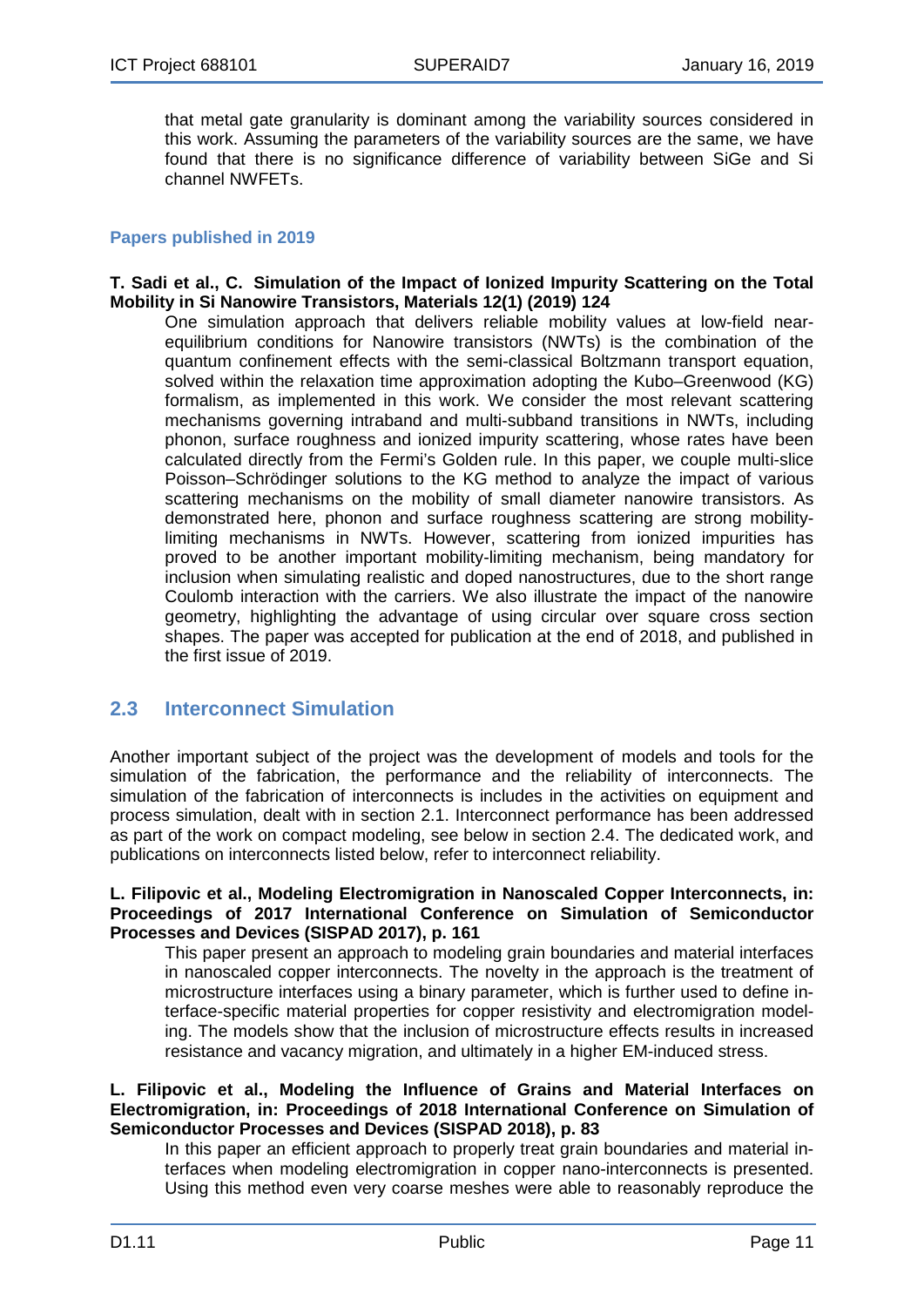that metal gate granularity is dominant among the variability sources considered in this work. Assuming the parameters of the variability sources are the same, we have found that there is no significance difference of variability between SiGe and Si channel NWFETs.

### Papers published in 2019

**T. Sadi et al., C. Simulation of the Impact of Ionized Impurity Scattering on the Total Mobility in Si Nanowire Transistors, Materials 12(1) (2019) 124**

One simulation approach that delivers reliable mobility values at low-field near-equilibrium conditions for Nanowire transistors (NWTs) is the combination of the quantum confinement effects with the semi-classical Boltzmann transport equation, solved within the relaxation time approximation adopting the Kubo–Greenwood (KG) formalism, as implemented in this work. We consider the most relevant scattering mechanisms governing intraband and multi-subband transitions in NWTs, including phonon, surface roughness and ionized impurity scattering, whose rates have been calculated directly from the Fermi's Golden rule. In this paper, we couple multi-slice Poisson–Schrödinger solutions to the KG method to analyze the impact of various scattering mechanisms on the mobility of small diameter nanowire transistors. As demonstrated here, phonon and surface roughness scattering are strong mobility-limiting mechanisms in NWTs. However, scattering from ionized impurities has proved to be another important mobility-limiting mechanism, being mandatory for inclusion when simulating realistic and doped nanostructures, due to the short range Coulomb interaction with the carriers. We also illustrate the impact of the nanowire geometry, highlighting the advantage of using circular over square cross section shapes. The paper was accepted for publication at the end of 2018, and published in the first issue of 2019.

## 2.3 Interconnect Simulation

Another important subject of the project was the development of models and tools for the simulation of the fabrication, the performance and the reliability of interconnects. The simulation of the fabrication of interconnects is includes in the activities on equipment and process simulation, dealt with in section 2.1. Interconnect performance has been addressed as part of the work on compact modeling, see below in section 2.4. The dedicated work, and publications on interconnects listed below, refer to interconnect reliability.

**L. Filipovic et al., Modeling Electromigration in Nanoscaled Copper Interconnects, in: Proceedings of 2017 International Conference on Simulation of Semiconductor Processes and Devices (SISPAD 2017), p. 161**

This paper present an approach to modeling grain boundaries and material interfaces in nanoscaled copper interconnects. The novelty in the approach is the treatment of microstructure interfaces using a binary parameter, which is further used to define interface-specific material properties for copper resistivity and electromigration modeling. The models show that the inclusion of microstructure effects results in increased resistance and vacancy migration, and ultimately in a higher EM-induced stress.

**L. Filipovic et al., Modeling the Influence of Grains and Material Interfaces on Electromigration, in: Proceedings of 2018 International Conference on Simulation of Semiconductor Processes and Devices (SISPAD 2018), p. 83**

In this paper an efficient approach to properly treat grain boundaries and material interfaces when modeling electromigration in copper nano-interconnects is presented. Using this method even very coarse meshes were able to reasonably reproduce the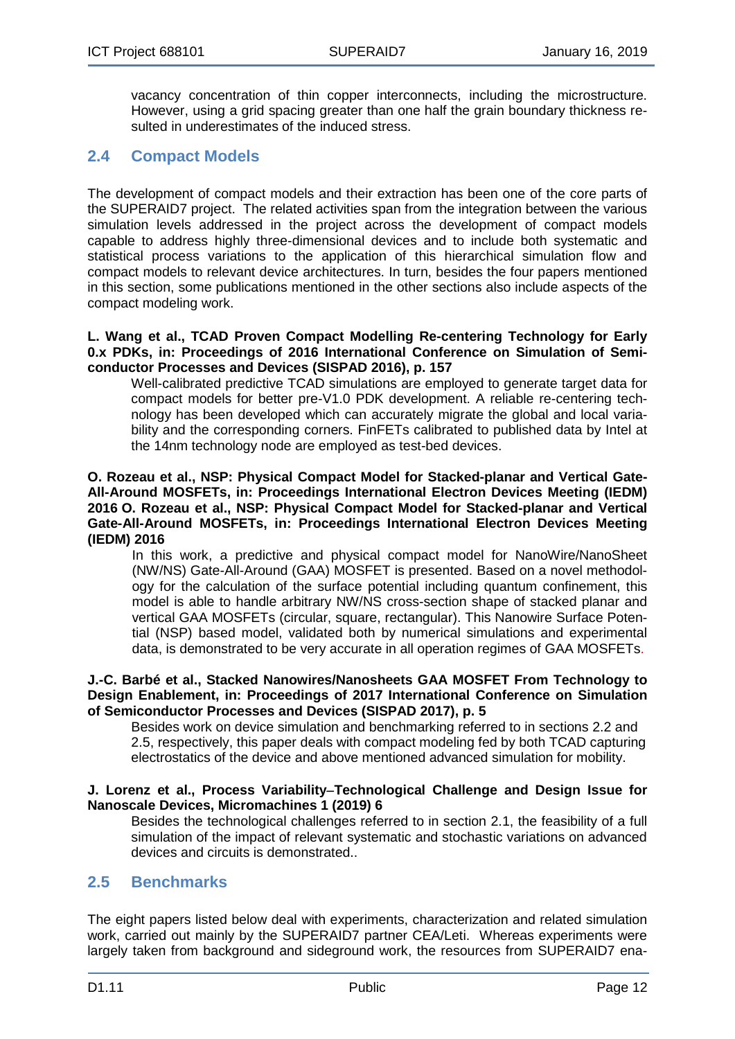vacancy concentration of thin copper interconnects, including the microstructure. However, using a grid spacing greater than one half the grain boundary thickness resulted in underestimates of the induced stress.

## 2.4 Compact Models

The development of compact models and their extraction has been one of the core parts of the SUPERAID7 project. The related activities span from the integration between the various simulation levels addressed in the project across the development of compact models capable to address highly three-dimensional devices and to include both systematic and statistical process variations to the application of this hierarchical simulation flow and compact models to relevant device architectures. In turn, besides the four papers mentioned in this section, some publications mentioned in the other sections also include aspects of the compact modeling work.

**L. Wang et al., TCAD Proven Compact Modelling Re-centering Technology for Early 0.x PDKs, in: Proceedings of 2016 International Conference on Simulation of Semiconductor Processes and Devices (SISPAD 2016), p. 157**

Well-calibrated predictive TCAD simulations are employed to generate target data for compact models for better pre-V1.0 PDK development. A reliable re-centering technology has been developed which can accurately migrate the global and local variability and the corresponding corners. FinFETs calibrated to published data by Intel at the 14nm technology node are employed as test-bed devices.

**O. Rozeau et al., NSP: Physical Compact Model for Stacked-planar and Vertical Gate-All-Around MOSFETs, in: Proceedings International Electron Devices Meeting (IEDM) 2016 O. Rozeau et al., NSP: Physical Compact Model for Stacked-planar and Vertical Gate-All-Around MOSFETs, in: Proceedings International Electron Devices Meeting (IEDM) 2016**

In this work, a predictive and physical compact model for NanoWire/NanoSheet (NW/NS) Gate-All-Around (GAA) MOSFET is presented. Based on a novel methodology for the calculation of the surface potential including quantum confinement, this model is able to handle arbitrary NW/NS cross-section shape of stacked planar and vertical GAA MOSFETs (circular, square, rectangular). This Nanowire Surface Potential (NSP) based model, validated both by numerical simulations and experimental data, is demonstrated to be very accurate in all operation regimes of GAA MOSFETs.

**J.-C. Barbé et al., Stacked Nanowires/Nanosheets GAA MOSFET From Technology to Design Enablement, in: Proceedings of 2017 International Conference on Simulation of Semiconductor Processes and Devices (SISPAD 2017), p. 5**

Besides work on device simulation and benchmarking referred to in sections 2.2 and 2.5, respectively, this paper deals with compact modeling fed by both TCAD capturing electrostatics of the device and above mentioned advanced simulation for mobility.

**J. Lorenz et al., Process Variability–Technological Challenge and Design Issue for Nanoscale Devices, Micromachines 1 (2019) 6**

Besides the technological challenges referred to in section 2.1, the feasibility of a full simulation of the impact of relevant systematic and stochastic variations on advanced devices and circuits is demonstrated..

## 2.5 Benchmarks

The eight papers listed below deal with experiments, characterization and related simulation work, carried out mainly by the SUPERAID7 partner CEA/Leti. Whereas experiments were largely taken from background and sideground work, the resources from SUPERAID7 ena-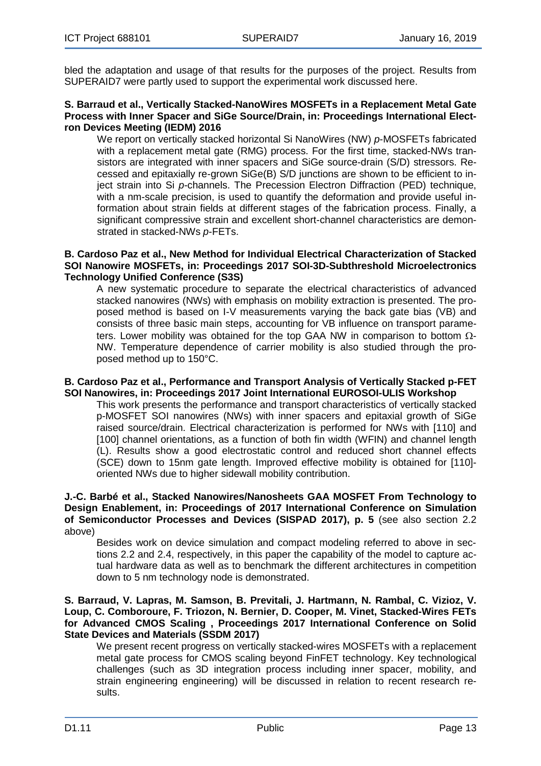bled the adaptation and usage of that results for the purposes of the project. Results from SUPERAID7 were partly used to support the experimental work discussed here.

**S. Barraud et al., Vertically Stacked-NanoWires MOSFETs in a Replacement Metal Gate Process with Inner Spacer and SiGe Source/Drain, in: Proceedings International Electron Devices Meeting (IEDM) 2016**

> We report on vertically stacked horizontal Si NanoWires (NW) *p*-MOSFETs fabricated with a replacement metal gate (RMG) process. For the first time, stacked-NWs transistors are integrated with inner spacers and SiGe source-drain (S/D) stressors. Recessed and epitaxially re-grown SiGe(B) S/D junctions are shown to be efficient to inject strain into Si *p*-channels. The Precession Electron Diffraction (PED) technique, with a nm-scale precision, is used to quantify the deformation and provide useful information about strain fields at different stages of the fabrication process. Finally, a significant compressive strain and excellent short-channel characteristics are demonstrated in stacked-NWs *p*-FETs.

**B. Cardoso Paz et al., New Method for Individual Electrical Characterization of Stacked SOI Nanowire MOSFETs, in: Proceedings 2017 SOI-3D-Subthreshold Microelectronics Technology Unified Conference (S3S)**

> A new systematic procedure to separate the electrical characteristics of advanced stacked nanowires (NWs) with emphasis on mobility extraction is presented. The proposed method is based on I-V measurements varying the back gate bias (VB) and consists of three basic main steps, accounting for VB influence on transport parameters. Lower mobility was obtained for the top GAA NW in comparison to bottom $\Omega$-NW. Temperature dependence of carrier mobility is also studied through the proposed method up to 150°C.

**B. Cardoso Paz et al., Performance and Transport Analysis of Vertically Stacked p-FET SOI Nanowires, in: Proceedings 2017 Joint International EUROSOI-ULIS Workshop**

> This work presents the performance and transport characteristics of vertically stacked p-MOSFET SOI nanowires (NWs) with inner spacers and epitaxial growth of SiGe raised source/drain. Electrical characterization is performed for NWs with [110] and [100] channel orientations, as a function of both fin width (WFIN) and channel length (L). Results show a good electrostatic control and reduced short channel effects (SCE) down to 15nm gate length. Improved effective mobility is obtained for [110]-oriented NWs due to higher sidewall mobility contribution.

**J.-C. Barbé et al., Stacked Nanowires/Nanosheets GAA MOSFET From Technology to Design Enablement, in: Proceedings of 2017 International Conference on Simulation of Semiconductor Processes and Devices (SISPAD 2017), p. 5** (see also section 2.2 above)

> Besides work on device simulation and compact modeling referred to above in sections 2.2 and 2.4, respectively, in this paper the capability of the model to capture actual hardware data as well as to benchmark the different architectures in competition down to 5 nm technology node is demonstrated.

**S. Barraud, V. Lapras, M. Samson, B. Previtali, J. Hartmann, N. Rambal, C. Vizioz, V. Loup, C. Comboroure, F. Triozon, N. Bernier, D. Cooper, M. Vinet, Stacked-Wires FETs for Advanced CMOS Scaling , Proceedings 2017 International Conference on Solid State Devices and Materials (SSDM 2017)**

> We present recent progress on vertically stacked-wires MOSFETs with a replacement metal gate process for CMOS scaling beyond FinFET technology. Key technological challenges (such as 3D integration process including inner spacer, mobility, and strain engineering engineering) will be discussed in relation to recent research results.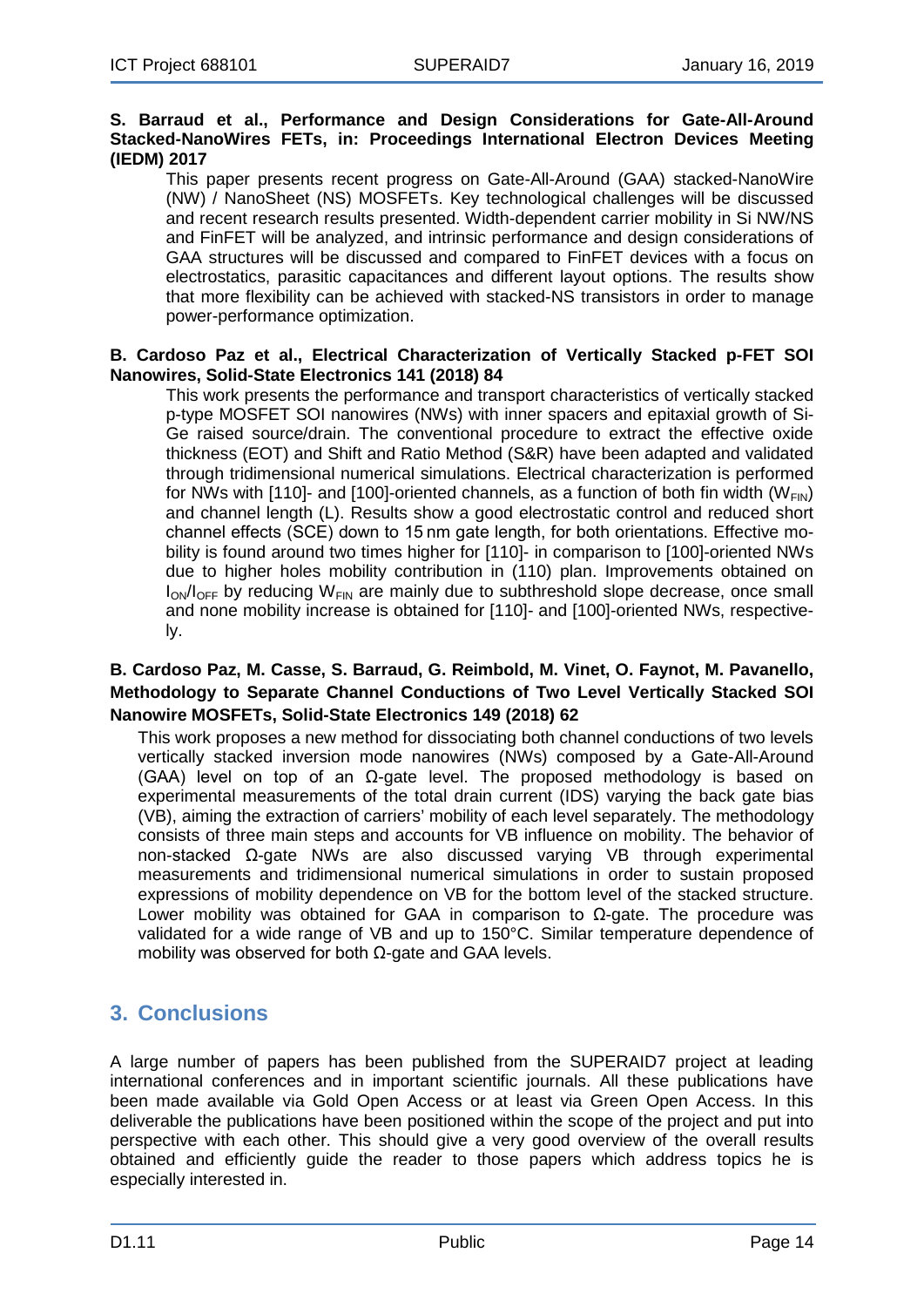**S. Barraud et al., Performance and Design Considerations for Gate-All-Around Stacked-NanoWires FETs, in: Proceedings International Electron Devices Meeting (IEDM) 2017**

This paper presents recent progress on Gate-All-Around (GAA) stacked-NanoWire (NW) / NanoSheet (NS) MOSFETs. Key technological challenges will be discussed and recent research results presented. Width-dependent carrier mobility in Si NW/NS and FinFET will be analyzed, and intrinsic performance and design considerations of GAA structures will be discussed and compared to FinFET devices with a focus on electrostatics, parasitic capacitances and different layout options. The results show that more flexibility can be achieved with stacked-NS transistors in order to manage power-performance optimization.

**B. Cardoso Paz et al., Electrical Characterization of Vertically Stacked p-FET SOI Nanowires, Solid-State Electronics 141 (2018) 84**

This work presents the performance and transport characteristics of vertically stacked p-type MOSFET SOI nanowires (NWs) with inner spacers and epitaxial growth of Si-Ge raised source/drain. The conventional procedure to extract the effective oxide thickness (EOT) and Shift and Ratio Method (S&R) have been adapted and validated through tridimensional numerical simulations. Electrical characterization is performed for NWs with [110]- and [100]-oriented channels, as a function of both fin width ($W_{FIN}$) and channel length (L). Results show a good electrostatic control and reduced short channel effects (SCE) down to 15 nm gate length, for both orientations. Effective mobility is found around two times higher for [110]- in comparison to [100]-oriented NWs due to higher holes mobility contribution in (110) plan. Improvements obtained on $I_{ON}/I_{OFF}$ by reducing $W_{FIN}$ are mainly due to subthreshold slope decrease, once small and none mobility increase is obtained for [110]- and [100]-oriented NWs, respectively.

**B. Cardoso Paz, M. Casse, S. Barraud, G. Reimbold, M. Vinet, O. Faynot, M. Pavanello, Methodology to Separate Channel Conductions of Two Level Vertically Stacked SOI Nanowire MOSFETs, Solid-State Electronics 149 (2018) 62**

This work proposes a new method for dissociating both channel conductions of two levels vertically stacked inversion mode nanowires (NWs) composed by a Gate-All-Around (GAA) level on top of an Ω-gate level. The proposed methodology is based on experimental measurements of the total drain current (IDS) varying the back gate bias (VB), aiming the extraction of carriers' mobility of each level separately. The methodology consists of three main steps and accounts for VB influence on mobility. The behavior of non-stacked Ω-gate NWs are also discussed varying VB through experimental measurements and tridimensional numerical simulations in order to sustain proposed expressions of mobility dependence on VB for the bottom level of the stacked structure. Lower mobility was obtained for GAA in comparison to Ω-gate. The procedure was validated for a wide range of VB and up to 150°C. Similar temperature dependence of mobility was observed for both Ω-gate and GAA levels.

## 3. Conclusions

A large number of papers has been published from the SUPERAID7 project at leading international conferences and in important scientific journals. All these publications have been made available via Gold Open Access or at least via Green Open Access. In this deliverable the publications have been positioned within the scope of the project and put into perspective with each other. This should give a very good overview of the overall results obtained and efficiently guide the reader to those papers which address topics he is especially interested in.